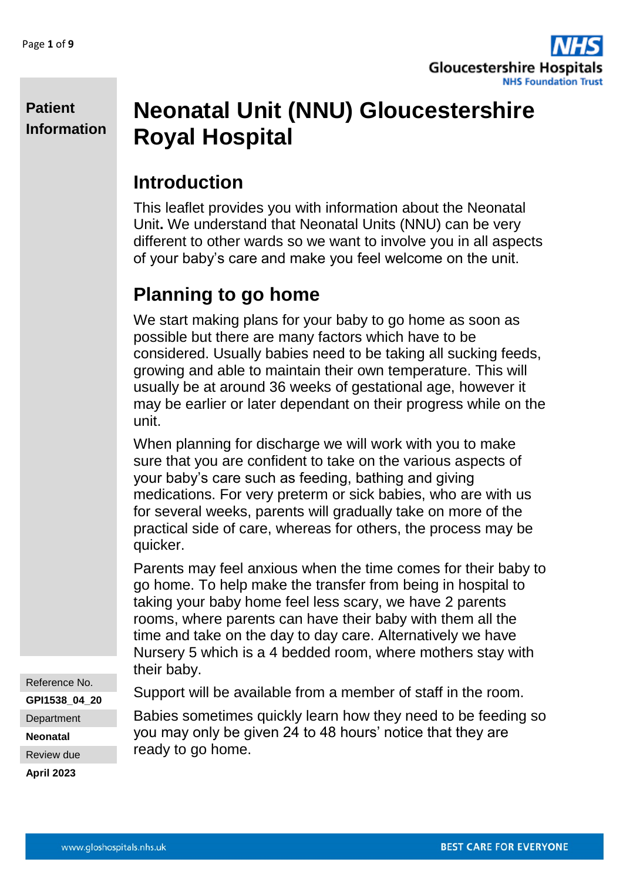**Patient Information**

# Neonatal Unit (NNU) Gloucestershire Royal Hospital

## Introduction

This leaflet provides you with information about the Neonatal Unit**.** We understand that Neonatal Units (NNU) can be very different to other wards so we want to involve you in all aspects of your baby's care and make you feel welcome on the unit.

## Planning to go home

We start making plans for your baby to go home as soon as possible but there are many factors which have to be considered. Usually babies need to be taking all sucking feeds, growing and able to maintain their own temperature. This will usually be at around 36 weeks of gestational age, however it may be earlier or later dependant on their progress while on the unit.

When planning for discharge we will work with you to make sure that you are confident to take on the various aspects of your baby's care such as feeding, bathing and giving medications. For very preterm or sick babies, who are with us for several weeks, parents will gradually take on more of the practical side of care, whereas for others, the process may be quicker.

Parents may feel anxious when the time comes for their baby to go home. To help make the transfer from being in hospital to taking your baby home feel less scary, we have 2 parents rooms, where parents can have their baby with them all the time and take on the day to day care. Alternatively we have Nursery 5 which is a 4 bedded room, where mothers stay with their baby.

Support will be available from a member of staff in the room.

Babies sometimes quickly learn how they need to be feeding so you may only be given 24 to 48 hours' notice that they are ready to go home.

Reference No.
**GPI1538_04_20**
Department
**Neonatal**
Review due
**April 2023**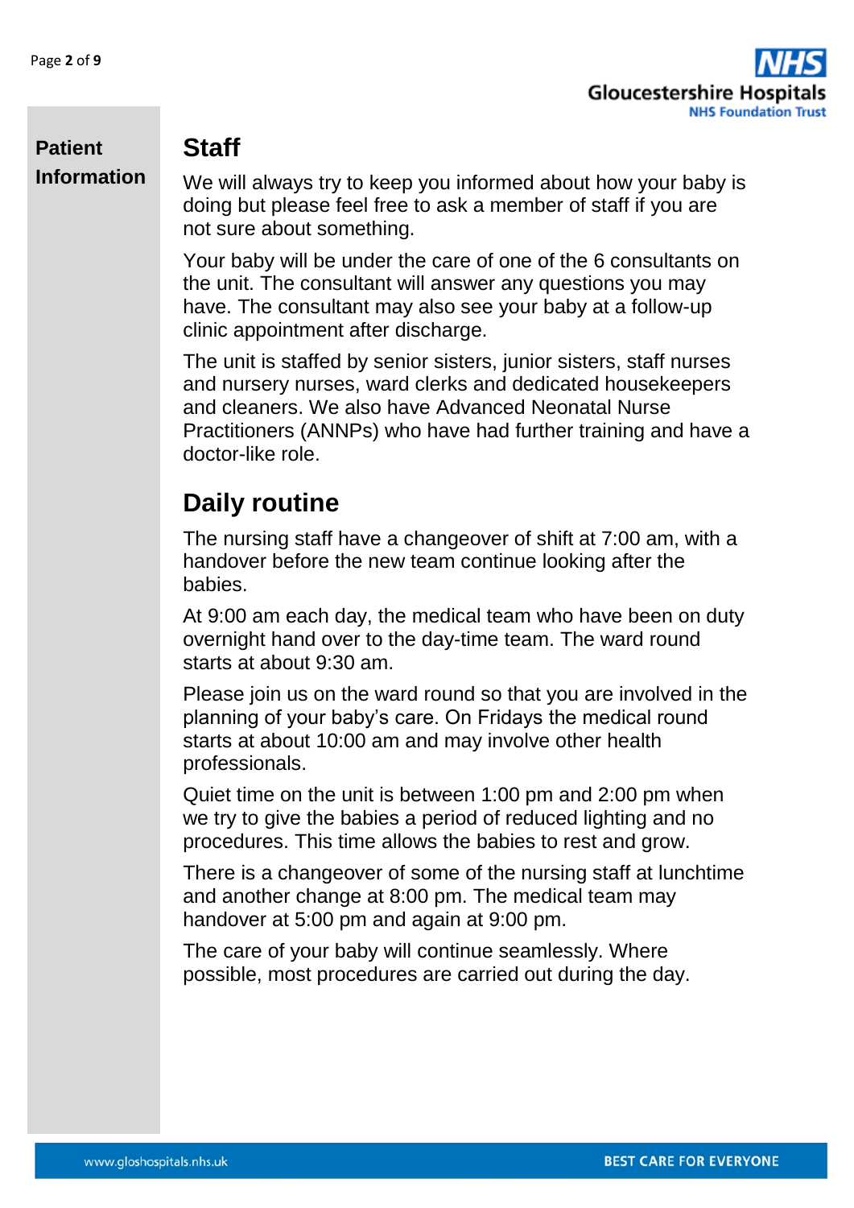## Staff

We will always try to keep you informed about how your baby is doing but please feel free to ask a member of staff if you are not sure about something.

Your baby will be under the care of one of the 6 consultants on the unit. The consultant will answer any questions you may have. The consultant may also see your baby at a follow-up clinic appointment after discharge.

The unit is staffed by senior sisters, junior sisters, staff nurses and nursery nurses, ward clerks and dedicated housekeepers and cleaners. We also have Advanced Neonatal Nurse Practitioners (ANNPs) who have had further training and have a doctor-like role.

## Daily routine

The nursing staff have a changeover of shift at 7:00 am, with a handover before the new team continue looking after the babies.

At 9:00 am each day, the medical team who have been on duty overnight hand over to the day-time team. The ward round starts at about 9:30 am.

Please join us on the ward round so that you are involved in the planning of your baby's care. On Fridays the medical round starts at about 10:00 am and may involve other health professionals.

Quiet time on the unit is between 1:00 pm and 2:00 pm when we try to give the babies a period of reduced lighting and no procedures. This time allows the babies to rest and grow.

There is a changeover of some of the nursing staff at lunchtime and another change at 8:00 pm. The medical team may handover at 5:00 pm and again at 9:00 pm.

The care of your baby will continue seamlessly. Where possible, most procedures are carried out during the day.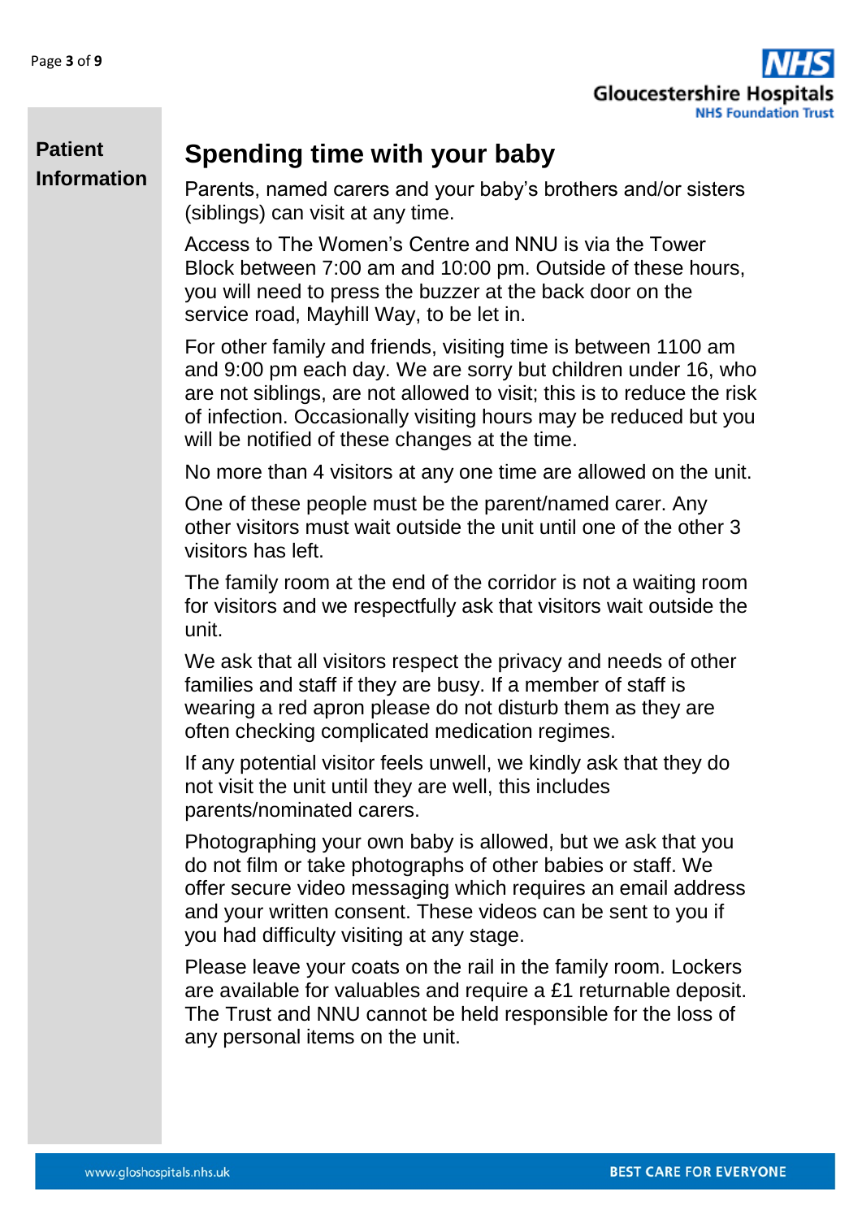## Spending time with your baby

Parents, named carers and your baby's brothers and/or sisters (siblings) can visit at any time.

Access to The Women's Centre and NNU is via the Tower Block between 7:00 am and 10:00 pm. Outside of these hours, you will need to press the buzzer at the back door on the service road, Mayhill Way, to be let in.

For other family and friends, visiting time is between 1100 am and 9:00 pm each day. We are sorry but children under 16, who are not siblings, are not allowed to visit; this is to reduce the risk of infection. Occasionally visiting hours may be reduced but you will be notified of these changes at the time.

No more than 4 visitors at any one time are allowed on the unit.

One of these people must be the parent/named carer. Any other visitors must wait outside the unit until one of the other 3 visitors has left.

The family room at the end of the corridor is not a waiting room for visitors and we respectfully ask that visitors wait outside the unit.

We ask that all visitors respect the privacy and needs of other families and staff if they are busy. If a member of staff is wearing a red apron please do not disturb them as they are often checking complicated medication regimes.

If any potential visitor feels unwell, we kindly ask that they do not visit the unit until they are well, this includes parents/nominated carers.

Photographing your own baby is allowed, but we ask that you do not film or take photographs of other babies or staff. We offer secure video messaging which requires an email address and your written consent. These videos can be sent to you if you had difficulty visiting at any stage.

Please leave your coats on the rail in the family room. Lockers are available for valuables and require a £1 returnable deposit. The Trust and NNU cannot be held responsible for the loss of any personal items on the unit.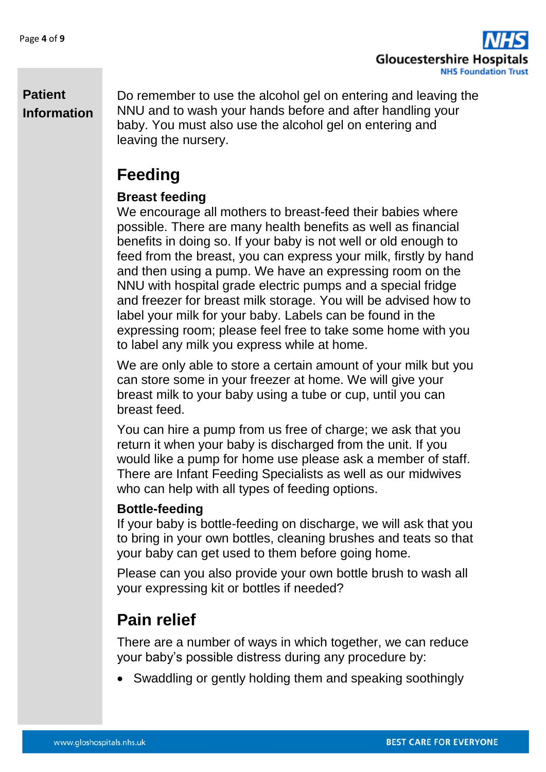Do remember to use the alcohol gel on entering and leaving the NNU and to wash your hands before and after handling your baby. You must also use the alcohol gel on entering and leaving the nursery.

## Feeding

### Breast feeding

We encourage all mothers to breast-feed their babies where possible. There are many health benefits as well as financial benefits in doing so. If your baby is not well or old enough to feed from the breast, you can express your milk, firstly by hand and then using a pump. We have an expressing room on the NNU with hospital grade electric pumps and a special fridge and freezer for breast milk storage. You will be advised how to label your milk for your baby. Labels can be found in the expressing room; please feel free to take some home with you to label any milk you express while at home.

We are only able to store a certain amount of your milk but you can store some in your freezer at home. We will give your breast milk to your baby using a tube or cup, until you can breast feed.

You can hire a pump from us free of charge; we ask that you return it when your baby is discharged from the unit. If you would like a pump for home use please ask a member of staff. There are Infant Feeding Specialists as well as our midwives who can help with all types of feeding options.

### Bottle-feeding

If your baby is bottle-feeding on discharge, we will ask that you to bring in your own bottles, cleaning brushes and teats so that your baby can get used to them before going home.

Please can you also provide your own bottle brush to wash all your expressing kit or bottles if needed?

## Pain relief

There are a number of ways in which together, we can reduce your baby's possible distress during any procedure by:

- Swaddling or gently holding them and speaking soothingly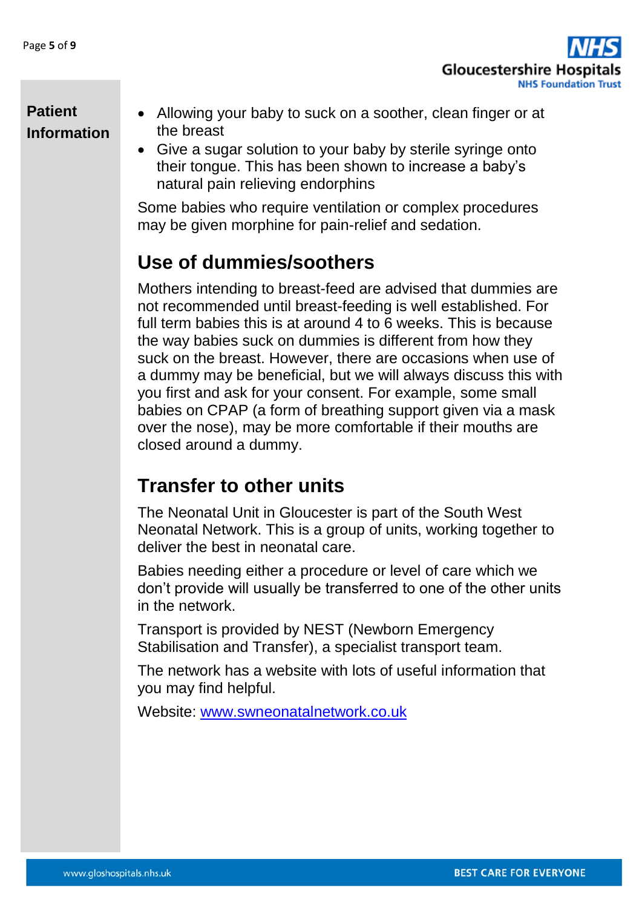- Allowing your baby to suck on a soother, clean finger or at the breast
- Give a sugar solution to your baby by sterile syringe onto their tongue. This has been shown to increase a baby's natural pain relieving endorphins

Some babies who require ventilation or complex procedures may be given morphine for pain-relief and sedation.

## Use of dummies/soothers

Mothers intending to breast-feed are advised that dummies are not recommended until breast-feeding is well established. For full term babies this is at around 4 to 6 weeks. This is because the way babies suck on dummies is different from how they suck on the breast. However, there are occasions when use of a dummy may be beneficial, but we will always discuss this with you first and ask for your consent. For example, some small babies on CPAP (a form of breathing support given via a mask over the nose), may be more comfortable if their mouths are closed around a dummy.

## Transfer to other units

The Neonatal Unit in Gloucester is part of the South West Neonatal Network. This is a group of units, working together to deliver the best in neonatal care.

Babies needing either a procedure or level of care which we don't provide will usually be transferred to one of the other units in the network.

Transport is provided by NEST (Newborn Emergency Stabilisation and Transfer), a specialist transport team.

The network has a website with lots of useful information that you may find helpful.

Website: [www.swneonatalnetwork.co.uk](http://www.swneonatalnetwork.co.uk)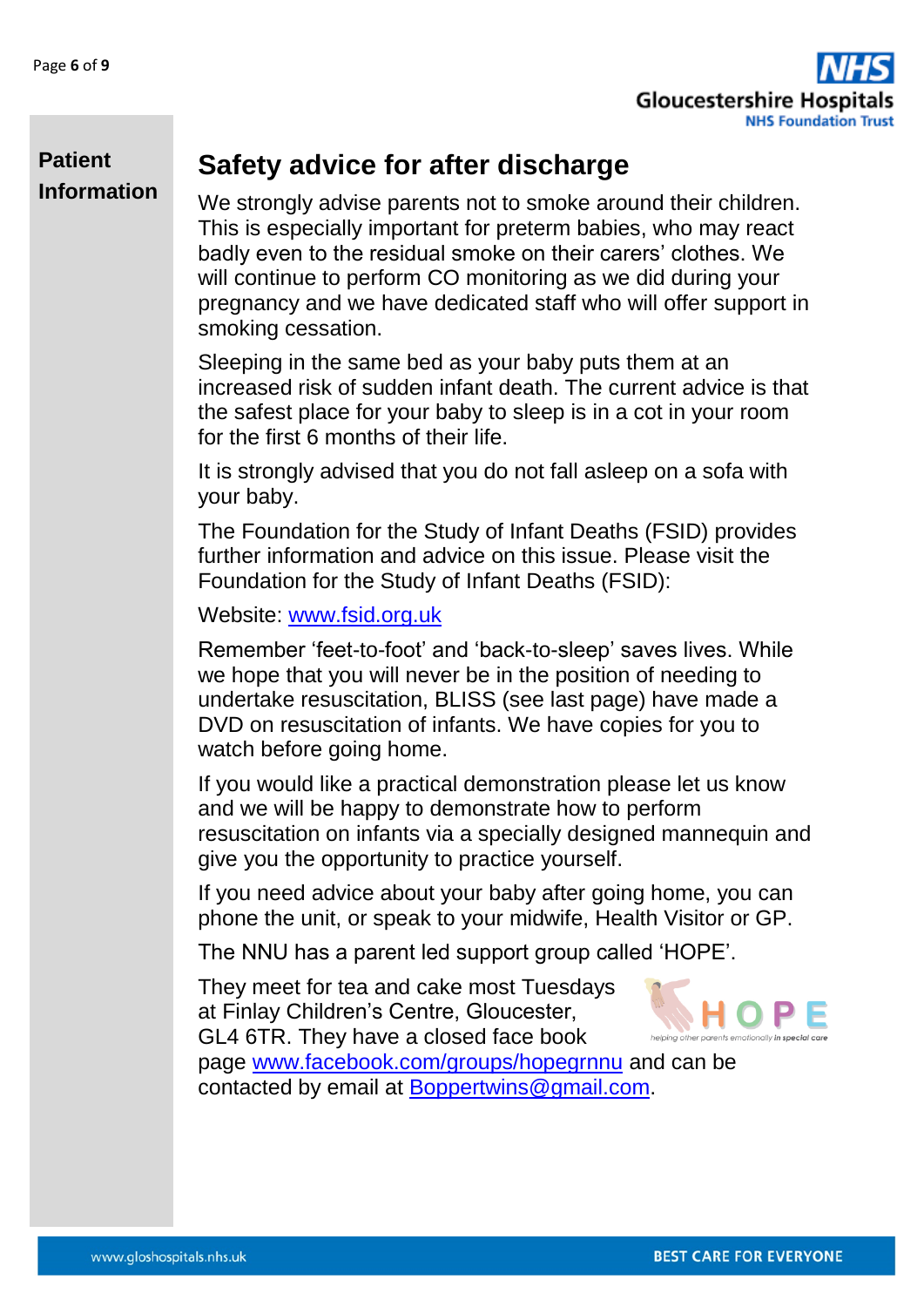**Patient Information**

## Safety advice for after discharge

We strongly advise parents not to smoke around their children. This is especially important for preterm babies, who may react badly even to the residual smoke on their carers' clothes. We will continue to perform CO monitoring as we did during your pregnancy and we have dedicated staff who will offer support in smoking cessation.

Sleeping in the same bed as your baby puts them at an increased risk of sudden infant death. The current advice is that the safest place for your baby to sleep is in a cot in your room for the first 6 months of their life.

It is strongly advised that you do not fall asleep on a sofa with your baby.

The Foundation for the Study of Infant Deaths (FSID) provides further information and advice on this issue. Please visit the Foundation for the Study of Infant Deaths (FSID):

Website: www.fsid.org.uk

Remember 'feet-to-foot' and 'back-to-sleep' saves lives. While we hope that you will never be in the position of needing to undertake resuscitation, BLISS (see last page) have made a DVD on resuscitation of infants. We have copies for you to watch before going home.

If you would like a practical demonstration please let us know and we will be happy to demonstrate how to perform resuscitation on infants via a specially designed mannequin and give you the opportunity to practice yourself.

If you need advice about your baby after going home, you can phone the unit, or speak to your midwife, Health Visitor or GP.

The NNU has a parent led support group called 'HOPE'.

They meet for tea and cake most Tuesdays at Finlay Children's Centre, Gloucester, GL4 6TR. They have a closed face book page www.facebook.com/groups/hopegrnnu and can be contacted by email at Boppertwins@gmail.com.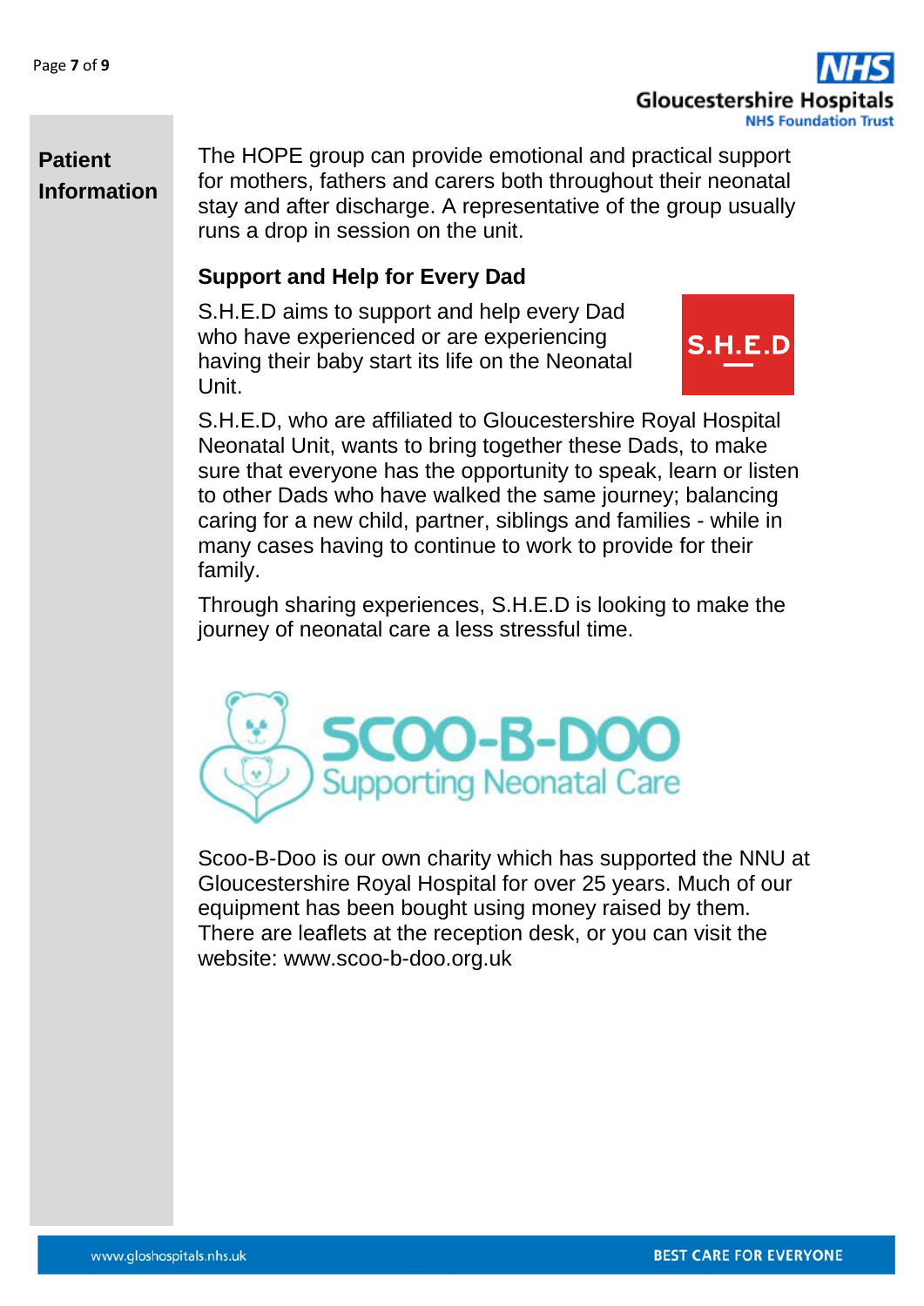**Patient Information**

The HOPE group can provide emotional and practical support for mothers, fathers and carers both throughout their neonatal stay and after discharge. A representative of the group usually runs a drop in session on the unit.

### Support and Help for Every Dad

S.H.E.D aims to support and help every Dad who have experienced or are experiencing having their baby start its life on the Neonatal Unit.

S.H.E.D

S.H.E.D, who are affiliated to Gloucestershire Royal Hospital Neonatal Unit, wants to bring together these Dads, to make sure that everyone has the opportunity to speak, learn or listen to other Dads who have walked the same journey; balancing caring for a new child, partner, siblings and families - while in many cases having to continue to work to provide for their family.

Through sharing experiences, S.H.E.D is looking to make the journey of neonatal care a less stressful time.

SCOO-B-DOO
Supporting Neonatal Care

Scoo-B-Doo is our own charity which has supported the NNU at Gloucestershire Royal Hospital for over 25 years. Much of our equipment has been bought using money raised by them. There are leaflets at the reception desk, or you can visit the website: www.scoo-b-doo.org.uk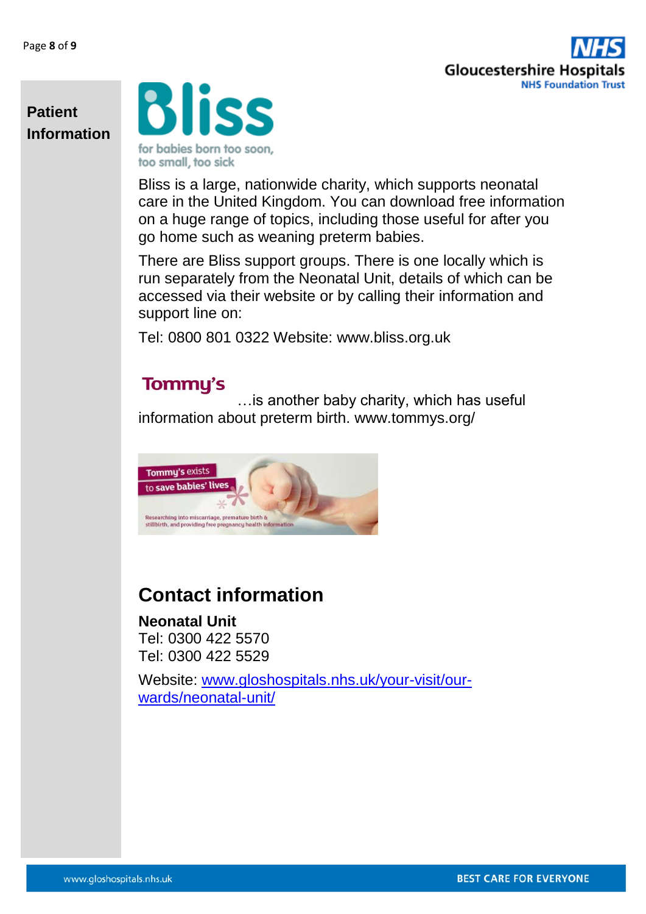**Patient Information**

Bliss

for babies born too soon, too small, too sick

Bliss is a large, nationwide charity, which supports neonatal care in the United Kingdom. You can download free information on a huge range of topics, including those useful for after you go home such as weaning preterm babies.

There are Bliss support groups. There is one locally which is run separately from the Neonatal Unit, details of which can be accessed via their website or by calling their information and support line on:

Tel: 0800 801 0322 Website: www.bliss.org.uk

Tommy's

…is another baby charity, which has useful information about preterm birth. www.tommys.org/

Tommy's exists to save babies' lives

Researching into miscarriage, premature birth & stillbirth, and providing free pregnancy health information

## Contact information

**Neonatal Unit**
Tel: 0300 422 5570
Tel: 0300 422 5529

Website: [www.gloshospitals.nhs.uk/your-visit/our-wards/neonatal-unit/](www.gloshospitals.nhs.uk/your-visit/our-wards/neonatal-unit/)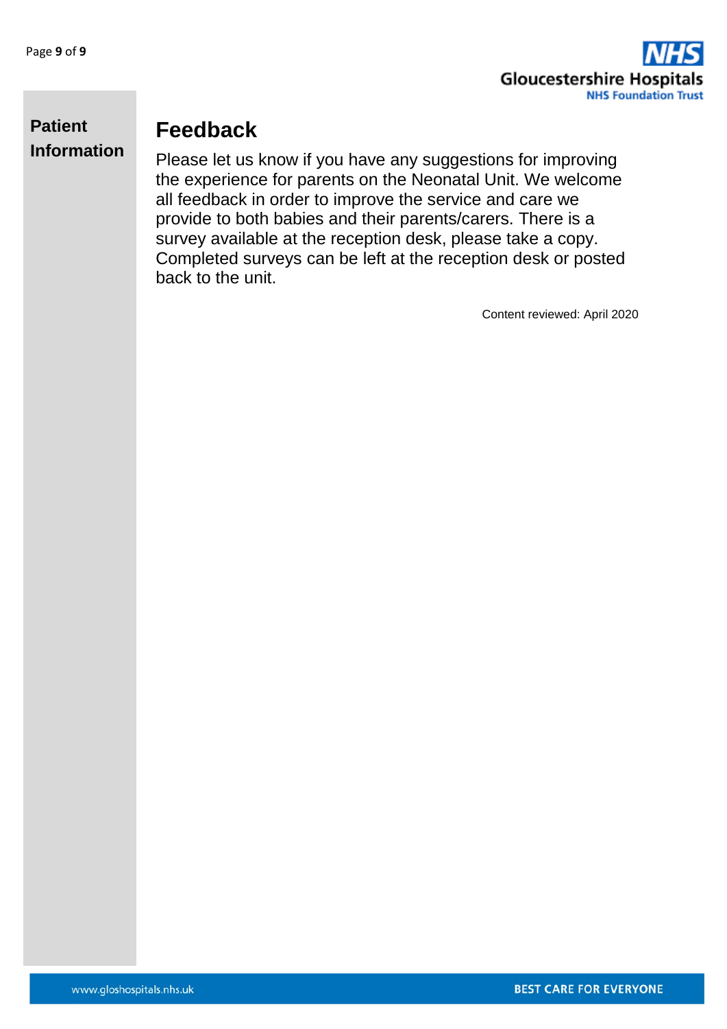## Feedback

Please let us know if you have any suggestions for improving the experience for parents on the Neonatal Unit. We welcome all feedback in order to improve the service and care we provide to both babies and their parents/carers. There is a survey available at the reception desk, please take a copy. Completed surveys can be left at the reception desk or posted back to the unit.

Content reviewed: April 2020